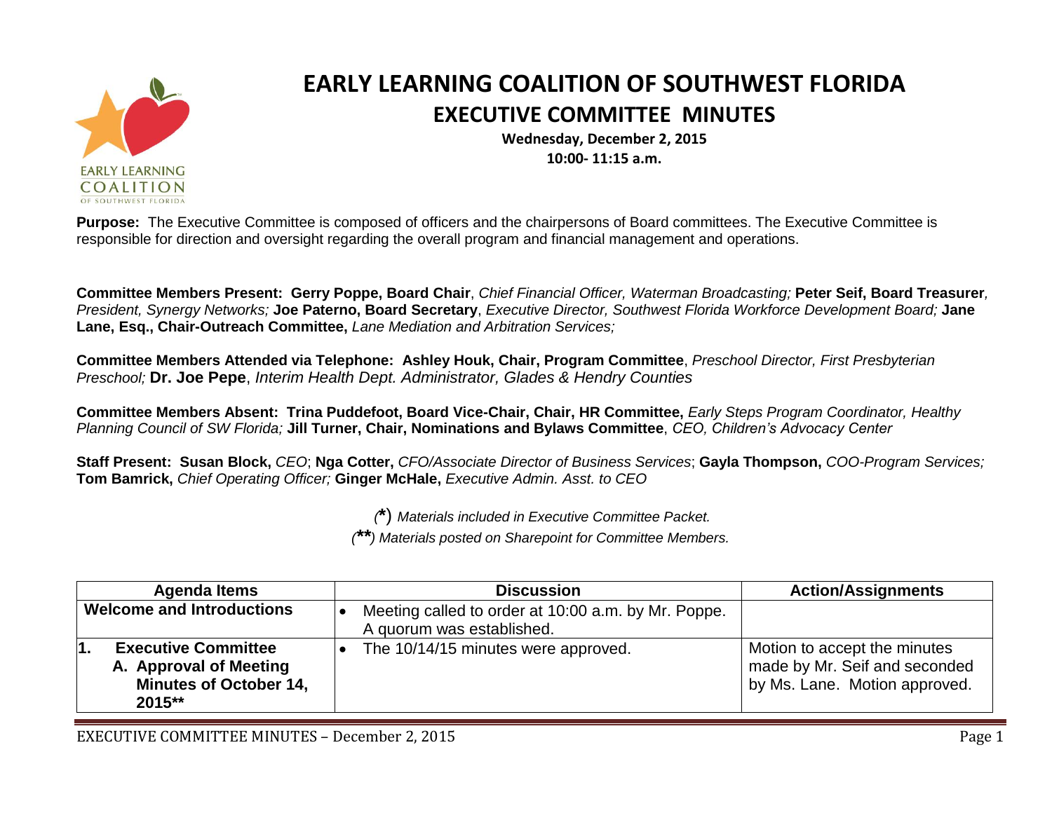# EARLY LEARNING COALITION OF SOUTHWEST FLORIDA

## EXECUTIVE COMMITTEE MINUTES

**Wednesday, December 2, 2015**
**10:00- 11:15 a.m.**

**Purpose:** The Executive Committee is composed of officers and the chairpersons of Board committees. The Executive Committee is responsible for direction and oversight regarding the overall program and financial management and operations.

**Committee Members Present: Gerry Poppe, Board Chair**, *Chief Financial Officer, Waterman Broadcasting;* **Peter Seif, Board Treasurer***, President, Synergy Networks;* **Joe Paterno, Board Secretary**, *Executive Director, Southwest Florida Workforce Development Board;* **Jane Lane, Esq., Chair-Outreach Committee,** *Lane Mediation and Arbitration Services;*

**Committee Members Attended via Telephone: Ashley Houk, Chair, Program Committee**, *Preschool Director, First Presbyterian Preschool;* **Dr. Joe Pepe**, *Interim Health Dept. Administrator, Glades & Hendry Counties*

**Committee Members Absent: Trina Puddefoot, Board Vice-Chair, Chair, HR Committee,** *Early Steps Program Coordinator, Healthy Planning Council of SW Florida;* **Jill Turner, Chair, Nominations and Bylaws Committee**, *CEO, Children's Advocacy Center*

**Staff Present: Susan Block,** *CEO*; **Nga Cotter,** *CFO/Associate Director of Business Services*; **Gayla Thompson,** *COO-Program Services;* **Tom Bamrick,** *Chief Operating Officer;* **Ginger McHale,** *Executive Admin. Asst. to CEO*

*(**\***) Materials included in Executive Committee Packet.*

*(**\*\***) Materials posted on Sharepoint for Committee Members.*

| Agenda Items | Discussion | Action/Assignments |
|---|---|---|
| **Welcome and Introductions** | • Meeting called to order at 10:00 a.m. by Mr. Poppe. A quorum was established. | |
| **1. Executive Committee**<br>**A. Approval of Meeting Minutes of October 14, 2015\*\*** | • The 10/14/15 minutes were approved. | Motion to accept the minutes made by Mr. Seif and seconded by Ms. Lane. Motion approved. |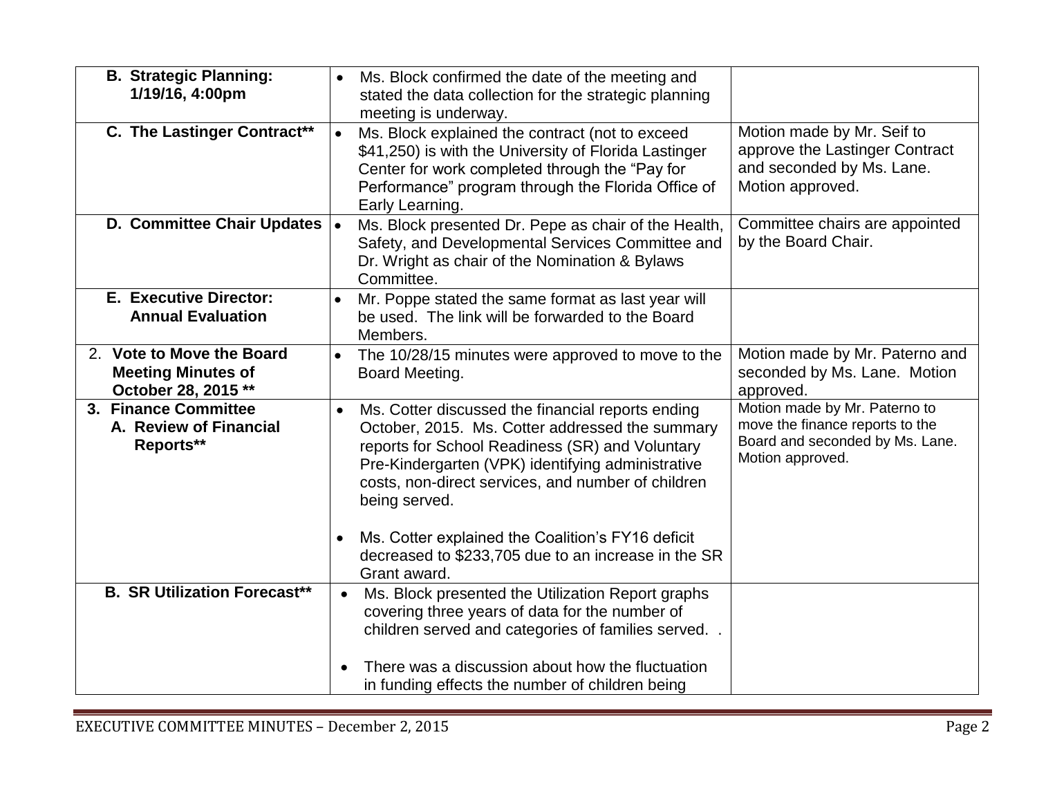| | | |
|---|---|---|
| **B. Strategic Planning: 1/19/16, 4:00pm** | • Ms. Block confirmed the date of the meeting and stated the data collection for the strategic planning meeting is underway. | |
| **C. The Lastinger Contract\*\*** | • Ms. Block explained the contract (not to exceed $41,250) is with the University of Florida Lastinger Center for work completed through the "Pay for Performance" program through the Florida Office of Early Learning. | Motion made by Mr. Seif to approve the Lastinger Contract and seconded by Ms. Lane. Motion approved. |
| **D. Committee Chair Updates** | • Ms. Block presented Dr. Pepe as chair of the Health, Safety, and Developmental Services Committee and Dr. Wright as chair of the Nomination & Bylaws Committee. | Committee chairs are appointed by the Board Chair. |
| **E. Executive Director: Annual Evaluation** | • Mr. Poppe stated the same format as last year will be used. The link will be forwarded to the Board Members. | |
| 2. **Vote to Move the Board Meeting Minutes of October 28, 2015 \*\*** | • The 10/28/15 minutes were approved to move to the Board Meeting. | Motion made by Mr. Paterno and seconded by Ms. Lane. Motion approved. |
| **3. Finance Committee**<br>**A. Review of Financial Reports\*\*** | • Ms. Cotter discussed the financial reports ending October, 2015. Ms. Cotter addressed the summary reports for School Readiness (SR) and Voluntary Pre-Kindergarten (VPK) identifying administrative costs, non-direct services, and number of children being served.<br><br>• Ms. Cotter explained the Coalition's FY16 deficit decreased to $233,705 due to an increase in the SR Grant award. | Motion made by Mr. Paterno to move the finance reports to the Board and seconded by Ms. Lane. Motion approved. |
| **B. SR Utilization Forecast\*\*** | • Ms. Block presented the Utilization Report graphs covering three years of data for the number of children served and categories of families served. .<br><br>• There was a discussion about how the fluctuation in funding effects the number of children being | |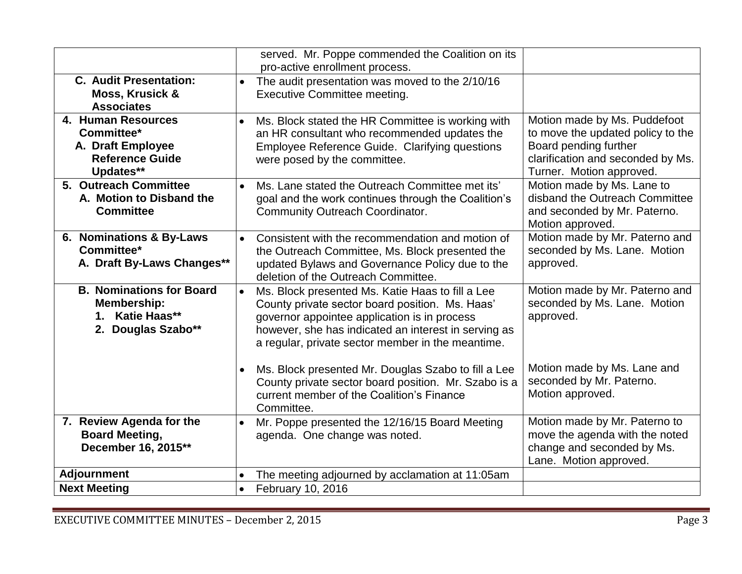| | | |
|---|---|---|
| | served. Mr. Poppe commended the Coalition on its pro-active enrollment process. | |
| **C. Audit Presentation: Moss, Krusick & Associates** | • The audit presentation was moved to the 2/10/16 Executive Committee meeting. | |
| **4. Human Resources Committee*** **A. Draft Employee Reference Guide Updates**** | • Ms. Block stated the HR Committee is working with an HR consultant who recommended updates the Employee Reference Guide. Clarifying questions were posed by the committee. | Motion made by Ms. Puddefoot to move the updated policy to the Board pending further clarification and seconded by Ms. Turner. Motion approved. |
| **5. Outreach Committee** **A. Motion to Disband the Committee** | • Ms. Lane stated the Outreach Committee met its' goal and the work continues through the Coalition's Community Outreach Coordinator. | Motion made by Ms. Lane to disband the Outreach Committee and seconded by Mr. Paterno. Motion approved. |
| **6. Nominations & By-Laws Committee*** **A. Draft By-Laws Changes**** | • Consistent with the recommendation and motion of the Outreach Committee, Ms. Block presented the updated Bylaws and Governance Policy due to the deletion of the Outreach Committee. | Motion made by Mr. Paterno and seconded by Ms. Lane. Motion approved. |
| **B. Nominations for Board Membership:** **1. Katie Haas**** **2. Douglas Szabo**** | • Ms. Block presented Ms. Katie Haas to fill a Lee County private sector board position. Ms. Haas' governor appointee application is in process however, she has indicated an interest in serving as a regular, private sector member in the meantime. • Ms. Block presented Mr. Douglas Szabo to fill a Lee County private sector board position. Mr. Szabo is a current member of the Coalition's Finance Committee. | Motion made by Mr. Paterno and seconded by Ms. Lane. Motion approved. Motion made by Ms. Lane and seconded by Mr. Paterno. Motion approved. |
| **7. Review Agenda for the Board Meeting, December 16, 2015**** | • Mr. Poppe presented the 12/16/15 Board Meeting agenda. One change was noted. | Motion made by Mr. Paterno to move the agenda with the noted change and seconded by Ms. Lane. Motion approved. |
| **Adjournment** | • The meeting adjourned by acclamation at 11:05am | |
| **Next Meeting** | • February 10, 2016 | |